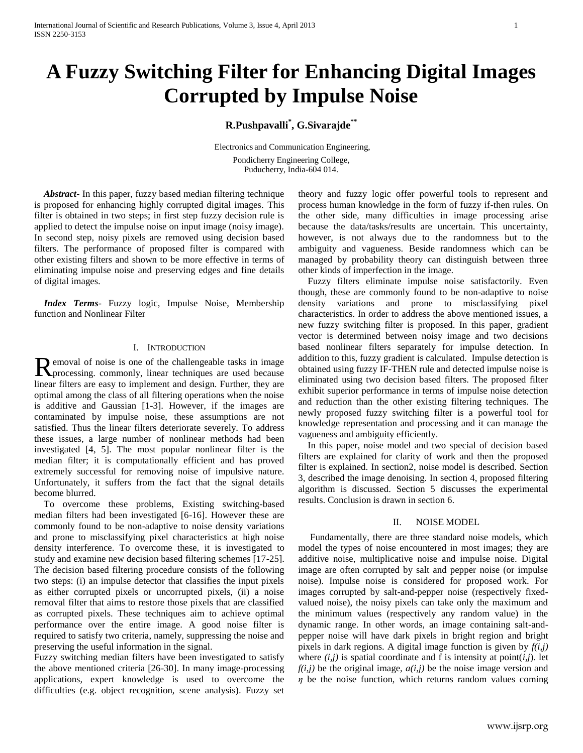# A Fuzzy Switching Filter for Enhancing Digital Images Corrupted by Impulse Noise

**R.Pushpavalli[*], G.Sivarajde[**]**

Electronics and Communication Engineering,
Pondicherry Engineering College,
Puducherry, India-604 014.

***Abstract***- In this paper, fuzzy based median filtering technique is proposed for enhancing highly corrupted digital images. This filter is obtained in two steps; in first step fuzzy decision rule is applied to detect the impulse noise on input image (noisy image). In second step, noisy pixels are removed using decision based filters. The performance of proposed filter is compared with other existing filters and shown to be more effective in terms of eliminating impulse noise and preserving edges and fine details of digital images.

***Index Terms***- Fuzzy logic, Impulse Noise, Membership function and Nonlinear Filter

## I. Introduction

Removal of noise is one of the challengeable tasks in image processing. commonly, linear techniques are used because linear filters are easy to implement and design. Further, they are optimal among the class of all filtering operations when the noise is additive and Gaussian [1-3]. However, if the images are contaminated by impulse noise, these assumptions are not satisfied. Thus the linear filters deteriorate severely. To address these issues, a large number of nonlinear methods had been investigated [4, 5]. The most popular nonlinear filter is the median filter; it is computationally efficient and has proved extremely successful for removing noise of impulsive nature. Unfortunately, it suffers from the fact that the signal details become blurred.

To overcome these problems, Existing switching-based median filters had been investigated [6-16]. However these are commonly found to be non-adaptive to noise density variations and prone to misclassifying pixel characteristics at high noise density interference. To overcome these, it is investigated to study and examine new decision based filtering schemes [17-25]. The decision based filtering procedure consists of the following two steps: (i) an impulse detector that classifies the input pixels as either corrupted pixels or uncorrupted pixels, (ii) a noise removal filter that aims to restore those pixels that are classified as corrupted pixels. These techniques aim to achieve optimal performance over the entire image. A good noise filter is required to satisfy two criteria, namely, suppressing the noise and preserving the useful information in the signal.

Fuzzy switching median filters have been investigated to satisfy the above mentioned criteria [26-30]. In many image-processing applications, expert knowledge is used to overcome the difficulties (e.g. object recognition, scene analysis). Fuzzy set theory and fuzzy logic offer powerful tools to represent and process human knowledge in the form of fuzzy if-then rules. On the other side, many difficulties in image processing arise because the data/tasks/results are uncertain. This uncertainty, however, is not always due to the randomness but to the ambiguity and vagueness. Beside randomness which can be managed by probability theory can distinguish between three other kinds of imperfection in the image.

Fuzzy filters eliminate impulse noise satisfactorily. Even though, these are commonly found to be non-adaptive to noise density variations and prone to misclassifying pixel characteristics. In order to address the above mentioned issues, a new fuzzy switching filter is proposed. In this paper, gradient vector is determined between noisy image and two decisions based nonlinear filters separately for impulse detection. In addition to this, fuzzy gradient is calculated. Impulse detection is obtained using fuzzy IF-THEN rule and detected impulse noise is eliminated using two decision based filters. The proposed filter exhibit superior performance in terms of impulse noise detection and reduction than the other existing filtering techniques. The newly proposed fuzzy switching filter is a powerful tool for knowledge representation and processing and it can manage the vagueness and ambiguity efficiently.

In this paper, noise model and two special of decision based filters are explained for clarity of work and then the proposed filter is explained. In section2, noise model is described. Section 3, described the image denoising. In section 4, proposed filtering algorithm is discussed. Section 5 discusses the experimental results. Conclusion is drawn in section 6.

## II. Noise Model

Fundamentally, there are three standard noise models, which model the types of noise encountered in most images; they are additive noise, multiplicative noise and impulse noise. Digital image are often corrupted by salt and pepper noise (or impulse noise). Impulse noise is considered for proposed work. For images corrupted by salt-and-pepper noise (respectively fixed-valued noise), the noisy pixels can take only the maximum and the minimum values (respectively any random value) in the dynamic range. In other words, an image containing salt-and-pepper noise will have dark pixels in bright region and bright pixels in dark regions. A digital image function is given by $f(i,j)$ where $(i,j)$ is spatial coordinate and f is intensity at point$(i,j)$. let $f(i,j)$ be the original image, $a(i,j)$ be the noise image version and $\eta$ be the noise function, which returns random values coming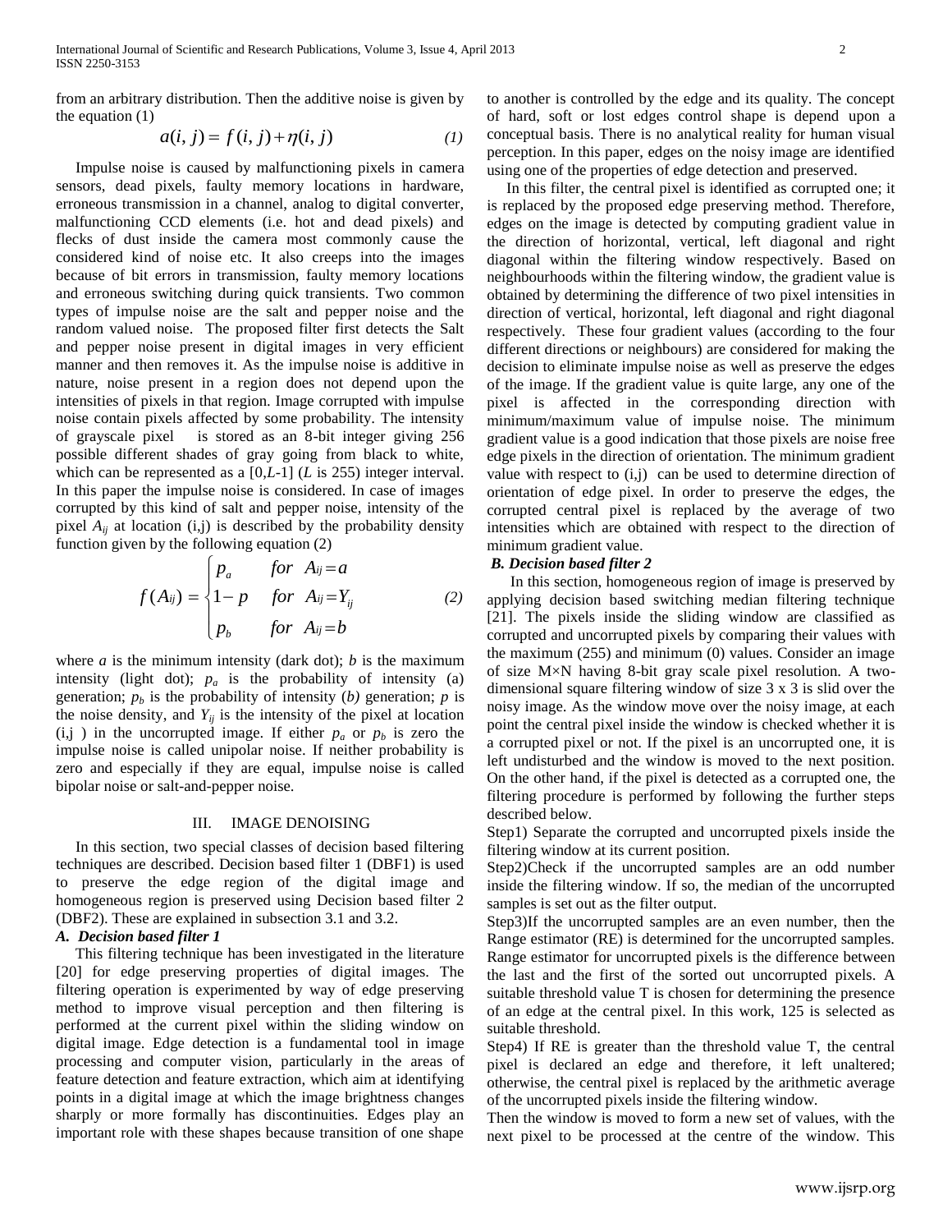from an arbitrary distribution. Then the additive noise is given by the equation (1)

$$a(i,j) = f(i,j) + \eta(i,j) \tag{1}$$

Impulse noise is caused by malfunctioning pixels in camera sensors, dead pixels, faulty memory locations in hardware, erroneous transmission in a channel, analog to digital converter, malfunctioning CCD elements (i.e. hot and dead pixels) and flecks of dust inside the camera most commonly cause the considered kind of noise etc. It also creeps into the images because of bit errors in transmission, faulty memory locations and erroneous switching during quick transients. Two common types of impulse noise are the salt and pepper noise and the random valued noise. The proposed filter first detects the Salt and pepper noise present in digital images in very efficient manner and then removes it. As the impulse noise is additive in nature, noise present in a region does not depend upon the intensities of pixels in that region. Image corrupted with impulse noise contain pixels affected by some probability. The intensity of grayscale pixel is stored as an 8-bit integer giving 256 possible different shades of gray going from black to white, which can be represented as a $[0,L-1]$ ($L$ is 255) integer interval. In this paper the impulse noise is considered. In case of images corrupted by this kind of salt and pepper noise, intensity of the pixel $A_{ij}$ at location (i,j) is described by the probability density function given by the following equation (2)

$$f(A_{ij}) = \begin{cases} p_a & for \;\; A_{ij} = a \\ 1-p & for \;\; A_{ij} = Y_{ij} \\ p_b & for \;\; A_{ij} = b \end{cases} \tag{2}$$

where $a$ is the minimum intensity (dark dot); $b$ is the maximum intensity (light dot); $p_a$ is the probability of intensity (a) generation; $p_b$ is the probability of intensity ($b$) generation; $p$ is the noise density, and $Y_{ij}$ is the intensity of the pixel at location (i,j ) in the uncorrupted image. If either $p_a$ or $p_b$ is zero the impulse noise is called unipolar noise. If neither probability is zero and especially if they are equal, impulse noise is called bipolar noise or salt-and-pepper noise.

## III. IMAGE DENOISING

In this section, two special classes of decision based filtering techniques are described. Decision based filter 1 (DBF1) is used to preserve the edge region of the digital image and homogeneous region is preserved using Decision based filter 2 (DBF2). These are explained in subsection 3.1 and 3.2.

### *A. Decision based filter 1*

This filtering technique has been investigated in the literature [20] for edge preserving properties of digital images. The filtering operation is experimented by way of edge preserving method to improve visual perception and then filtering is performed at the current pixel within the sliding window on digital image. Edge detection is a fundamental tool in image processing and computer vision, particularly in the areas of feature detection and feature extraction, which aim at identifying points in a digital image at which the image brightness changes sharply or more formally has discontinuities. Edges play an important role with these shapes because transition of one shape to another is controlled by the edge and its quality. The concept of hard, soft or lost edges control shape is depend upon a conceptual basis. There is no analytical reality for human visual perception. In this paper, edges on the noisy image are identified using one of the properties of edge detection and preserved.

In this filter, the central pixel is identified as corrupted one; it is replaced by the proposed edge preserving method. Therefore, edges on the image is detected by computing gradient value in the direction of horizontal, vertical, left diagonal and right diagonal within the filtering window respectively. Based on neighbourhoods within the filtering window, the gradient value is obtained by determining the difference of two pixel intensities in direction of vertical, horizontal, left diagonal and right diagonal respectively. These four gradient values (according to the four different directions or neighbours) are considered for making the decision to eliminate impulse noise as well as preserve the edges of the image. If the gradient value is quite large, any one of the pixel is affected in the corresponding direction with minimum/maximum value of impulse noise. The minimum gradient value is a good indication that those pixels are noise free edge pixels in the direction of orientation. The minimum gradient value with respect to (i,j) can be used to determine direction of orientation of edge pixel. In order to preserve the edges, the corrupted central pixel is replaced by the average of two intensities which are obtained with respect to the direction of minimum gradient value.

### *B. Decision based filter 2*

In this section, homogeneous region of image is preserved by applying decision based switching median filtering technique [21]. The pixels inside the sliding window are classified as corrupted and uncorrupted pixels by comparing their values with the maximum (255) and minimum (0) values. Consider an image of size M×N having 8-bit gray scale pixel resolution. A two-dimensional square filtering window of size 3 x 3 is slid over the noisy image. As the window move over the noisy image, at each point the central pixel inside the window is checked whether it is a corrupted pixel or not. If the pixel is an uncorrupted one, it is left undisturbed and the window is moved to the next position. On the other hand, if the pixel is detected as a corrupted one, the filtering procedure is performed by following the further steps described below.

Step1) Separate the corrupted and uncorrupted pixels inside the filtering window at its current position.

Step2)Check if the uncorrupted samples are an odd number inside the filtering window. If so, the median of the uncorrupted samples is set out as the filter output.

Step3)If the uncorrupted samples are an even number, then the Range estimator (RE) is determined for the uncorrupted samples. Range estimator for uncorrupted pixels is the difference between the last and the first of the sorted out uncorrupted pixels. A suitable threshold value T is chosen for determining the presence of an edge at the central pixel. In this work, 125 is selected as suitable threshold.

Step4) If RE is greater than the threshold value T, the central pixel is declared an edge and therefore, it left unaltered; otherwise, the central pixel is replaced by the arithmetic average of the uncorrupted pixels inside the filtering window.

Then the window is moved to form a new set of values, with the next pixel to be processed at the centre of the window. This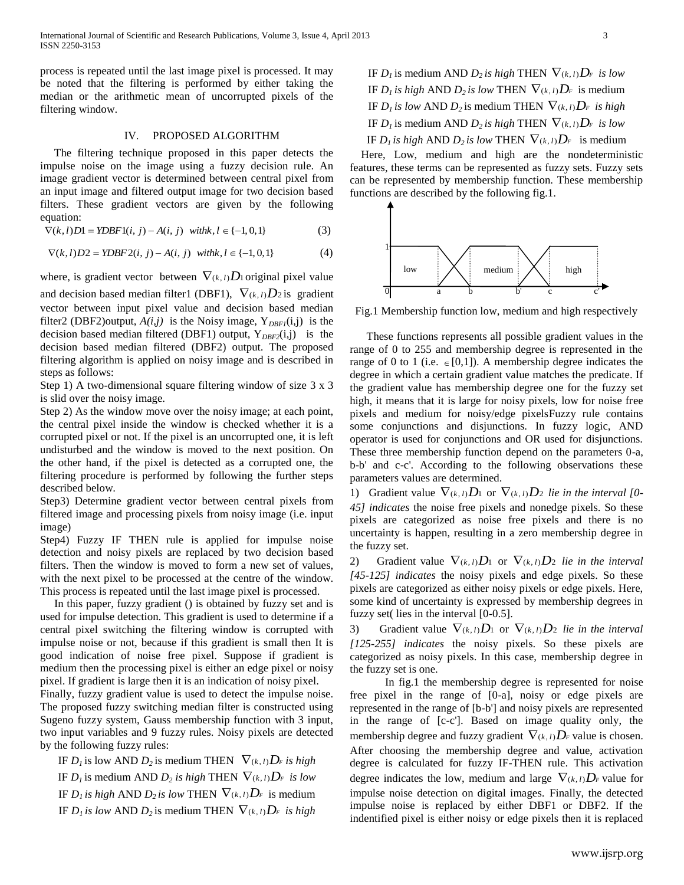process is repeated until the last image pixel is processed. It may be noted that the filtering is performed by either taking the median or the arithmetic mean of uncorrupted pixels of the filtering window.

## IV. PROPOSED ALGORITHM

The filtering technique proposed in this paper detects the impulse noise on the image using a fuzzy decision rule. An image gradient vector is determined between central pixel from an input image and filtered output image for two decision based filters. These gradient vectors are given by the following equation:

$$\nabla(k,l)D1 = YDBF1(i,j) - A(i,j) \quad with k,l \in \{-1,0,1\} \tag{3}$$

$$\nabla(k,l)D2 = YDBF2(i,j) - A(i,j) \quad with k,l \in \{-1,0,1\} \tag{4}$$

where, is gradient vector between $\nabla_{(k,l)}D_1$ original pixel value and decision based median filter1 (DBF1), $\nabla_{(k,l)}D_2$ is gradient vector between input pixel value and decision based median filter2 (DBF2)output, $A(i,j)$ is the Noisy image, $Y_{DBF1}(i,j)$ is the decision based median filtered (DBF1) output, $Y_{DBF2}(i,j)$ is the decision based median filtered (DBF2) output. The proposed filtering algorithm is applied on noisy image and is described in steps as follows:

Step 1) A two-dimensional square filtering window of size 3 x 3 is slid over the noisy image.

Step 2) As the window move over the noisy image; at each point, the central pixel inside the window is checked whether it is a corrupted pixel or not. If the pixel is an uncorrupted one, it is left undisturbed and the window is moved to the next position. On the other hand, if the pixel is detected as a corrupted one, the filtering procedure is performed by following the further steps described below.

Step3) Determine gradient vector between central pixels from filtered image and processing pixels from noisy image (i.e. input image)

Step4) Fuzzy IF THEN rule is applied for impulse noise detection and noisy pixels are replaced by two decision based filters. Then the window is moved to form a new set of values, with the next pixel to be processed at the centre of the window. This process is repeated until the last image pixel is processed.

In this paper, fuzzy gradient () is obtained by fuzzy set and is used for impulse detection. This gradient is used to determine if a central pixel switching the filtering window is corrupted with impulse noise or not, because if this gradient is small then It is good indication of noise free pixel. Suppose if gradient is medium then the processing pixel is either an edge pixel or noisy pixel. If gradient is large then it is an indication of noisy pixel.

Finally, fuzzy gradient value is used to detect the impulse noise. The proposed fuzzy switching median filter is constructed using Sugeno fuzzy system, Gauss membership function with 3 input, two input variables and 9 fuzzy rules. Noisy pixels are detected by the following fuzzy rules:

IF $D_1$ is low AND $D_2$ is medium THEN $\nabla_{(k,l)}D_F$ *is high*

IF $D_1$ is medium AND $D_2$ *is high* THEN $\nabla_{(k,l)}D_F$ *is low*

IF $D_1$ *is high* AND $D_2$ *is low* THEN $\nabla_{(k,l)}D_F$ is medium

IF $D_1$ *is low* AND $D_2$ is medium THEN $\nabla_{(k,l)}D_F$ *is high*

IF $D_1$ is medium AND $D_2$ *is high* THEN $\nabla_{(k,l)}D_F$ *is low*

IF $D_1$ *is high* AND $D_2$ *is low* THEN $\nabla_{(k,l)}D_F$ is medium

IF $D_1$ *is low* AND $D_2$ is medium THEN $\nabla_{(k,l)}D_F$ *is high*

IF $D_1$ is medium AND $D_2$ *is high* THEN $\nabla_{(k,l)}D_F$ *is low*

IF $D_1$ *is high* AND $D_2$ *is low* THEN $\nabla_{(k,l)}D_F$ is medium

Here, Low, medium and high are the nondeterministic features, these terms can be represented as fuzzy sets. Fuzzy sets can be represented by membership function. These membership functions are described by the following fig.1.

Fig.1 Membership function low, medium and high respectively

These functions represents all possible gradient values in the range of 0 to 255 and membership degree is represented in the range of 0 to 1 (i.e. $\in [0,1]$). A membership degree indicates the degree in which a certain gradient value matches the predicate. If the gradient value has membership degree one for the fuzzy set high, it means that it is large for noisy pixels, low for noise free pixels and medium for noisy/edge pixelsFuzzy rule contains some conjunctions and disjunctions. In fuzzy logic, AND operator is used for conjunctions and OR used for disjunctions. These three membership function depend on the parameters 0-a, b-b' and c-c'. According to the following observations these parameters values are determined.

1) Gradient value $\nabla_{(k,l)}D_1$ or $\nabla_{(k,l)}D_2$ *lie in the interval [0-45] indicates* the noise free pixels and nonedge pixels. So these pixels are categorized as noise free pixels and there is no uncertainty is happen, resulting in a zero membership degree in the fuzzy set.

2) Gradient value $\nabla_{(k,l)}D_1$ or $\nabla_{(k,l)}D_2$ *lie in the interval [45-125] indicates* the noisy pixels and edge pixels. So these pixels are categorized as either noisy pixels or edge pixels. Here, some kind of uncertainty is expressed by membership degrees in fuzzy set( lies in the interval [0-0.5].

3) Gradient value $\nabla_{(k,l)}D_1$ or $\nabla_{(k,l)}D_2$ *lie in the interval [125-255] indicates* the noisy pixels. So these pixels are categorized as noisy pixels. In this case, membership degree in the fuzzy set is one.

In fig.1 the membership degree is represented for noise free pixel in the range of [0-a], noisy or edge pixels are represented in the range of [b-b'] and noisy pixels are represented in the range of [c-c']. Based on image quality only, the membership degree and fuzzy gradient $\nabla_{(k,l)}D_F$ value is chosen. After choosing the membership degree and value, activation degree is calculated for fuzzy IF-THEN rule. This activation degree indicates the low, medium and large $\nabla_{(k,l)}D_F$ value for impulse noise detection on digital images. Finally, the detected impulse noise is replaced by either DBF1 or DBF2. If the indentified pixel is either noisy or edge pixels then it is replaced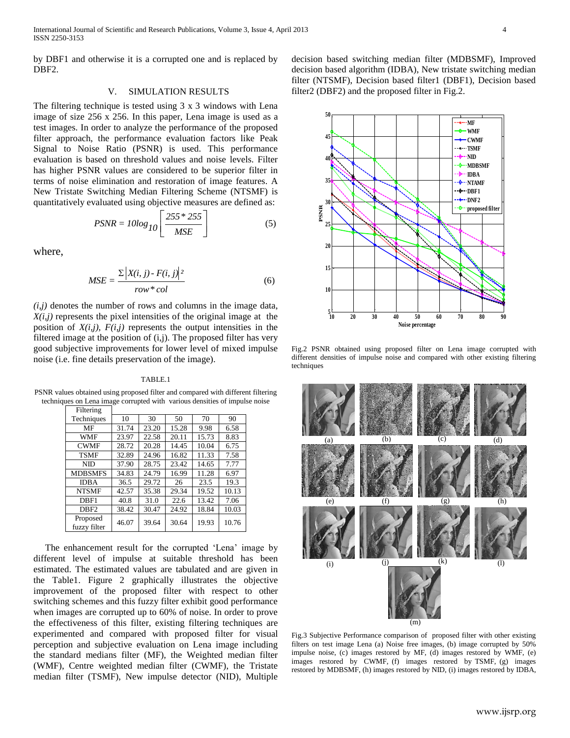by DBF1 and otherwise it is a corrupted one and is replaced by DBF2.

## V. SIMULATION RESULTS

The filtering technique is tested using 3 x 3 windows with Lena image of size 256 x 256. In this paper, Lena image is used as a test images. In order to analyze the performance of the proposed filter approach, the performance evaluation factors like Peak Signal to Noise Ratio (PSNR) is used. This performance evaluation is based on threshold values and noise levels. Filter has higher PSNR values are considered to be superior filter in terms of noise elimination and restoration of image features. A New Tristate Switching Median Filtering Scheme (NTSMF) is quantitatively evaluated using objective measures are defined as:

$$PSNR = 10log_{10}\left[\frac{255 * 255}{MSE}\right] \quad (5)$$

where,

$$MSE = \frac{\Sigma\left|X(i,j) - F(i,j)\right|^2}{row * col} \quad (6)$$

*(i,j)* denotes the number of rows and columns in the image data, *X(i,j)* represents the pixel intensities of the original image at the position of *X(i,j)*, *F(i,j)* represents the output intensities in the filtered image at the position of (i,j). The proposed filter has very good subjective improvements for lower level of mixed impulse noise (i.e. fine details preservation of the image).

TABLE.1

PSNR values obtained using proposed filter and compared with different filtering techniques on Lena image corrupted with various densities of impulse noise

| Filtering Techniques | 10 | 30 | 50 | 70 | 90 |
|---|---|---|---|---|---|
| MF | 31.74 | 23.20 | 15.28 | 9.98 | 6.58 |
| WMF | 23.97 | 22.58 | 20.11 | 15.73 | 8.83 |
| CWMF | 28.72 | 20.28 | 14.45 | 10.04 | 6.75 |
| TSMF | 32.89 | 24.96 | 16.82 | 11.33 | 7.58 |
| NID | 37.90 | 28.75 | 23.42 | 14.65 | 7.77 |
| MDBSMFS | 34.83 | 24.79 | 16.99 | 11.28 | 6.97 |
| IDBA | 36.5 | 29.72 | 26 | 23.5 | 19.3 |
| NTSMF | 42.57 | 35.38 | 29.34 | 19.52 | 10.13 |
| DBF1 | 40.8 | 31.0 | 22.6 | 13.42 | 7.06 |
| DBF2 | 38.42 | 30.47 | 24.92 | 18.84 | 10.03 |
| Proposed fuzzy filter | 46.07 | 39.64 | 30.64 | 19.93 | 10.76 |

The enhancement result for the corrupted 'Lena' image by different level of impulse at suitable threshold has been estimated. The estimated values are tabulated and are given in the Table1. Figure 2 graphically illustrates the objective improvement of the proposed filter with respect to other switching schemes and this fuzzy filter exhibit good performance when images are corrupted up to 60% of noise. In order to prove the effectiveness of this filter, existing filtering techniques are experimented and compared with proposed filter for visual perception and subjective evaluation on Lena image including the standard medians filter (MF), the Weighted median filter (WMF), Centre weighted median filter (CWMF), the Tristate median filter (TSMF), New impulse detector (NID), Multiple decision based switching median filter (MDBSMF), Improved decision based algorithm (IDBA), New tristate switching median filter (NTSMF), Decision based filter1 (DBF1), Decision based filter2 (DBF2) and the proposed filter in Fig.2.

Fig.2 PSNR obtained using proposed filter on Lena image corrupted with different densities of impulse noise and compared with other existing filtering techniques

Fig.3 Subjective Performance comparison of proposed filter with other existing filters on test image Lena (a) Noise free images, (b) image corrupted by 50% impulse noise, (c) images restored by MF, (d) images restored by WMF, (e) images restored by CWMF, (f) images restored by TSMF, (g) images restored by MDBSMF, (h) images restored by NID, (i) images restored by IDBA,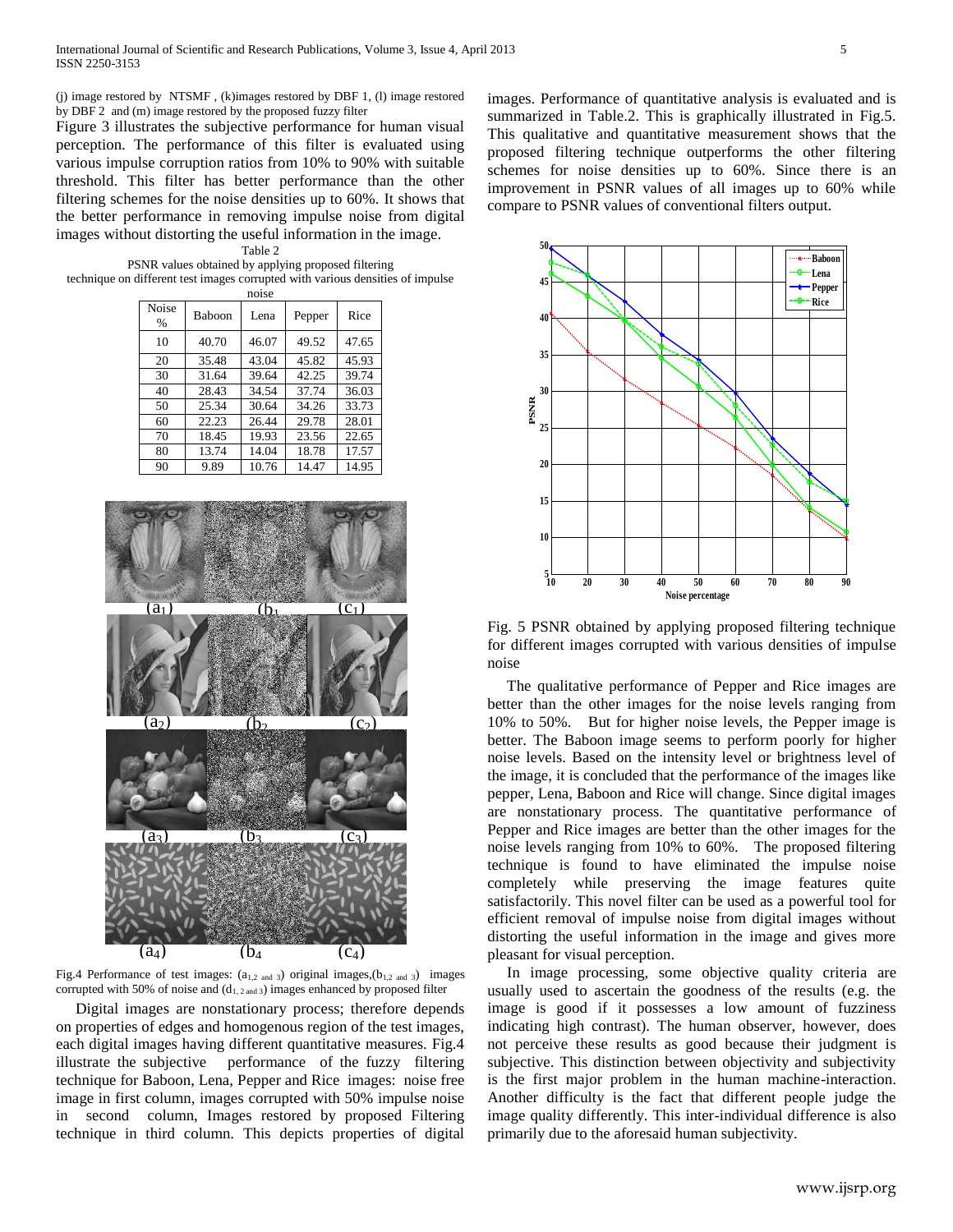(j) image restored by NTSMF , (k)images restored by DBF 1, (l) image restored by DBF 2 and (m) image restored by the proposed fuzzy filter

Figure 3 illustrates the subjective performance for human visual perception. The performance of this filter is evaluated using various impulse corruption ratios from 10% to 90% with suitable threshold. This filter has better performance than the other filtering schemes for the noise densities up to 60%. It shows that the better performance in removing impulse noise from digital images without distorting the useful information in the image.

Table 2
PSNR values obtained by applying proposed filtering technique on different test images corrupted with various densities of impulse noise

| Noise % | Baboon | Lena | Pepper | Rice |
|---|---|---|---|---|
| 10 | 40.70 | 46.07 | 49.52 | 47.65 |
| 20 | 35.48 | 43.04 | 45.82 | 45.93 |
| 30 | 31.64 | 39.64 | 42.25 | 39.74 |
| 40 | 28.43 | 34.54 | 37.74 | 36.03 |
| 50 | 25.34 | 30.64 | 34.26 | 33.73 |
| 60 | 22.23 | 26.44 | 29.78 | 28.01 |
| 70 | 18.45 | 19.93 | 23.56 | 22.65 |
| 80 | 13.74 | 14.04 | 18.78 | 17.57 |
| 90 | 9.89 | 10.76 | 14.47 | 14.95 |

Fig.4 Performance of test images: ($a_{1,2 \text{ and } 3}$) original images,($b_{1,2 \text{ and } 3}$) images corrupted with 50% of noise and ($d_{1, 2 \text{ and } 3}$) images enhanced by proposed filter

Digital images are nonstationary process; therefore depends on properties of edges and homogenous region of the test images, each digital images having different quantitative measures. Fig.4 illustrate the subjective performance of the fuzzy filtering technique for Baboon, Lena, Pepper and Rice images: noise free image in first column, images corrupted with 50% impulse noise in second column, Images restored by proposed Filtering technique in third column. This depicts properties of digital images. Performance of quantitative analysis is evaluated and is summarized in Table.2. This is graphically illustrated in Fig.5. This qualitative and quantitative measurement shows that the proposed filtering technique outperforms the other filtering schemes for noise densities up to 60%. Since there is an improvement in PSNR values of all images up to 60% while compare to PSNR values of conventional filters output.

Fig. 5 PSNR obtained by applying proposed filtering technique for different images corrupted with various densities of impulse noise

The qualitative performance of Pepper and Rice images are better than the other images for the noise levels ranging from 10% to 50%. But for higher noise levels, the Pepper image is better. The Baboon image seems to perform poorly for higher noise levels. Based on the intensity level or brightness level of the image, it is concluded that the performance of the images like pepper, Lena, Baboon and Rice will change. Since digital images are nonstationary process. The quantitative performance of Pepper and Rice images are better than the other images for the noise levels ranging from 10% to 60%. The proposed filtering technique is found to have eliminated the impulse noise completely while preserving the image features quite satisfactorily. This novel filter can be used as a powerful tool for efficient removal of impulse noise from digital images without distorting the useful information in the image and gives more pleasant for visual perception.

In image processing, some objective quality criteria are usually used to ascertain the goodness of the results (e.g. the image is good if it possesses a low amount of fuzziness indicating high contrast). The human observer, however, does not perceive these results as good because their judgment is subjective. This distinction between objectivity and subjectivity is the first major problem in the human machine-interaction. Another difficulty is the fact that different people judge the image quality differently. This inter-individual difference is also primarily due to the aforesaid human subjectivity.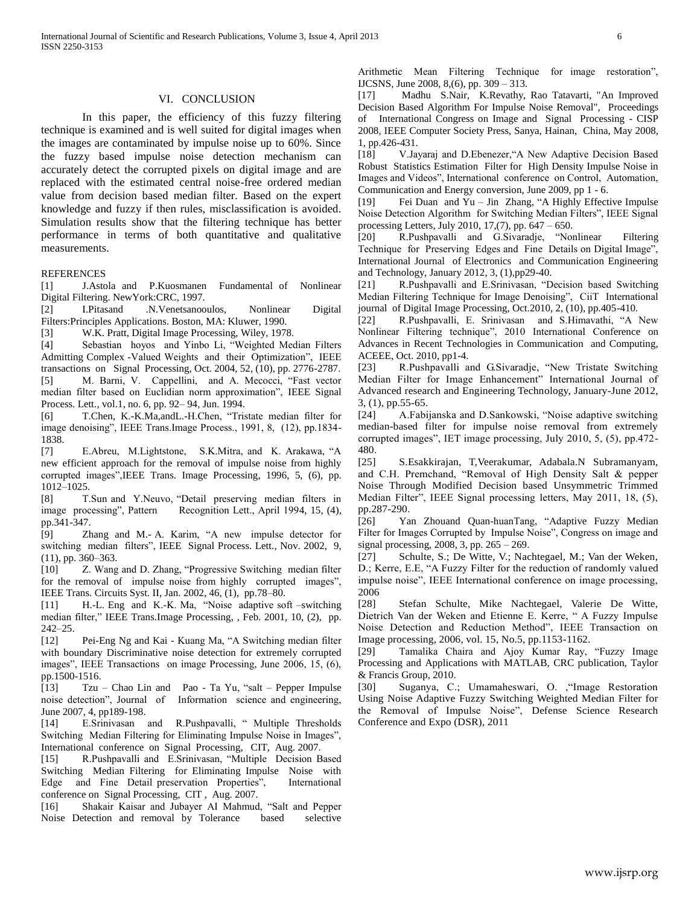## VI. CONCLUSION

In this paper, the efficiency of this fuzzy filtering technique is examined and is well suited for digital images when the images are contaminated by impulse noise up to 60%. Since the fuzzy based impulse noise detection mechanism can accurately detect the corrupted pixels on digital image and are replaced with the estimated central noise-free ordered median value from decision based median filter. Based on the expert knowledge and fuzzy if then rules, misclassification is avoided. Simulation results show that the filtering technique has better performance in terms of both quantitative and qualitative measurements.

REFERENCES

[1] J.Astola and P.Kuosmanen Fundamental of Nonlinear Digital Filtering. NewYork:CRC, 1997.

[2] I.Pitasand .N.Venetsanooulos, Nonlinear Digital Filters:Principles Applications. Boston, MA: Kluwer, 1990.

[3] W.K. Pratt, Digital Image Processing, Wiley, 1978.

[4] Sebastian hoyos and Yinbo Li, "Weighted Median Filters Admitting Complex -Valued Weights and their Optimization", IEEE transactions on Signal Processing, Oct. 2004, 52, (10), pp. 2776-2787.

[5] M. Barni, V. Cappellini, and A. Mecocci, "Fast vector median filter based on Euclidian norm approximation", IEEE Signal Process. Lett., vol.1, no. 6, pp. 92– 94, Jun. 1994.

[6] T.Chen, K.-K.Ma,andL.-H.Chen, "Tristate median filter for image denoising", IEEE Trans.Image Process., 1991, 8, (12), pp.1834-1838.

[7] E.Abreu, M.Lightstone, S.K.Mitra, and K. Arakawa, "A new efficient approach for the removal of impulse noise from highly corrupted images",IEEE Trans. Image Processing, 1996, 5, (6), pp. 1012–1025.

[8] T.Sun and Y.Neuvo, "Detail preserving median filters in image processing", Pattern Recognition Lett., April 1994, 15, (4), pp.341-347.

[9] Zhang and M.- A. Karim, "A new impulse detector for switching median filters", IEEE Signal Process. Lett., Nov. 2002, 9, (11), pp. 360–363.

[10] Z. Wang and D. Zhang, "Progressive Switching median filter for the removal of impulse noise from highly corrupted images", IEEE Trans. Circuits Syst. II, Jan. 2002, 46, (1), pp.78–80.

[11] H.-L. Eng and K.-K. Ma, "Noise adaptive soft –switching median filter," IEEE Trans.Image Processing, , Feb. 2001, 10, (2), pp. 242–25.

[12] Pei-Eng Ng and Kai - Kuang Ma, "A Switching median filter with boundary Discriminative noise detection for extremely corrupted images", IEEE Transactions on image Processing, June 2006, 15, (6), pp.1500-1516.

[13] Tzu – Chao Lin and Pao - Ta Yu, "salt – Pepper Impulse noise detection", Journal of Information science and engineering, June 2007, 4, pp189-198.

[14] E.Srinivasan and R.Pushpavalli, " Multiple Thresholds Switching Median Filtering for Eliminating Impulse Noise in Images", International conference on Signal Processing, CIT, Aug. 2007.

[15] R.Pushpavalli and E.Srinivasan, "Multiple Decision Based Switching Median Filtering for Eliminating Impulse Noise with Edge and Fine Detail preservation Properties", International conference on Signal Processing, CIT , Aug. 2007.

[16] Shakair Kaisar and Jubayer AI Mahmud, "Salt and Pepper Noise Detection and removal by Tolerance based selective Arithmetic Mean Filtering Technique for image restoration", IJCSNS, June 2008, 8,(6), pp. 309 – 313.

[17] Madhu S.Nair, K.Revathy, Rao Tatavarti, "An Improved Decision Based Algorithm For Impulse Noise Removal", Proceedings of International Congress on Image and Signal Processing - CISP 2008, IEEE Computer Society Press, Sanya, Hainan, China, May 2008, 1, pp.426-431.

[18] V.Jayaraj and D.Ebenezer,"A New Adaptive Decision Based Robust Statistics Estimation Filter for High Density Impulse Noise in Images and Videos", International conference on Control, Automation, Communication and Energy conversion, June 2009, pp 1 - 6.

[19] Fei Duan and Yu – Jin Zhang, "A Highly Effective Impulse Noise Detection Algorithm for Switching Median Filters", IEEE Signal processing Letters, July 2010, 17,(7), pp. 647 – 650.

[20] R.Pushpavalli and G.Sivaradje, "Nonlinear Filtering Technique for Preserving Edges and Fine Details on Digital Image", International Journal of Electronics and Communication Engineering and Technology, January 2012, 3, (1),pp29-40.

[21] R.Pushpavalli and E.Srinivasan, "Decision based Switching Median Filtering Technique for Image Denoising", CiiT International journal of Digital Image Processing, Oct.2010, 2, (10), pp.405-410.

[22] R.Pushpavalli, E. Srinivasan and S.Himavathi, "A New Nonlinear Filtering technique", 2010 International Conference on Advances in Recent Technologies in Communication and Computing, ACEEE, Oct. 2010, pp1-4.

[23] R.Pushpavalli and G.Sivaradje, "New Tristate Switching Median Filter for Image Enhancement" International Journal of Advanced research and Engineering Technology, January-June 2012, 3, (1), pp.55-65.

[24] A.Fabijanska and D.Sankowski, "Noise adaptive switching median-based filter for impulse noise removal from extremely corrupted images", IET image processing, July 2010, 5, (5), pp.472-480.

[25] S.Esakkirajan, T,Veerakumar, Adabala.N Subramanyam, and C.H. Premchand, "Removal of High Density Salt & pepper Noise Through Modified Decision based Unsymmetric Trimmed Median Filter", IEEE Signal processing letters, May 2011, 18, (5), pp.287-290.

[26] Yan Zhouand Quan-huanTang, "Adaptive Fuzzy Median Filter for Images Corrupted by Impulse Noise", Congress on image and signal processing, 2008, 3, pp. 265 – 269.

[27] Schulte, S.; De Witte, V.; Nachtegael, M.; Van der Weken, D.; Kerre, E.E, "A Fuzzy Filter for the reduction of randomly valued impulse noise", IEEE International conference on image processing, 2006

[28] Stefan Schulte, Mike Nachtegael, Valerie De Witte, Dietrich Van der Weken and Etienne E. Kerre, " A Fuzzy Impulse Noise Detection and Reduction Method", IEEE Transaction on Image processing, 2006, vol. 15, No.5, pp.1153-1162.

[29] Tamalika Chaira and Ajoy Kumar Ray, "Fuzzy Image Processing and Applications with MATLAB, CRC publication, Taylor & Francis Group, 2010.

[30] Suganya, C.; Umamaheswari, O. ,"Image Restoration Using Noise Adaptive Fuzzy Switching Weighted Median Filter for the Removal of Impulse Noise", Defense Science Research Conference and Expo (DSR), 2011